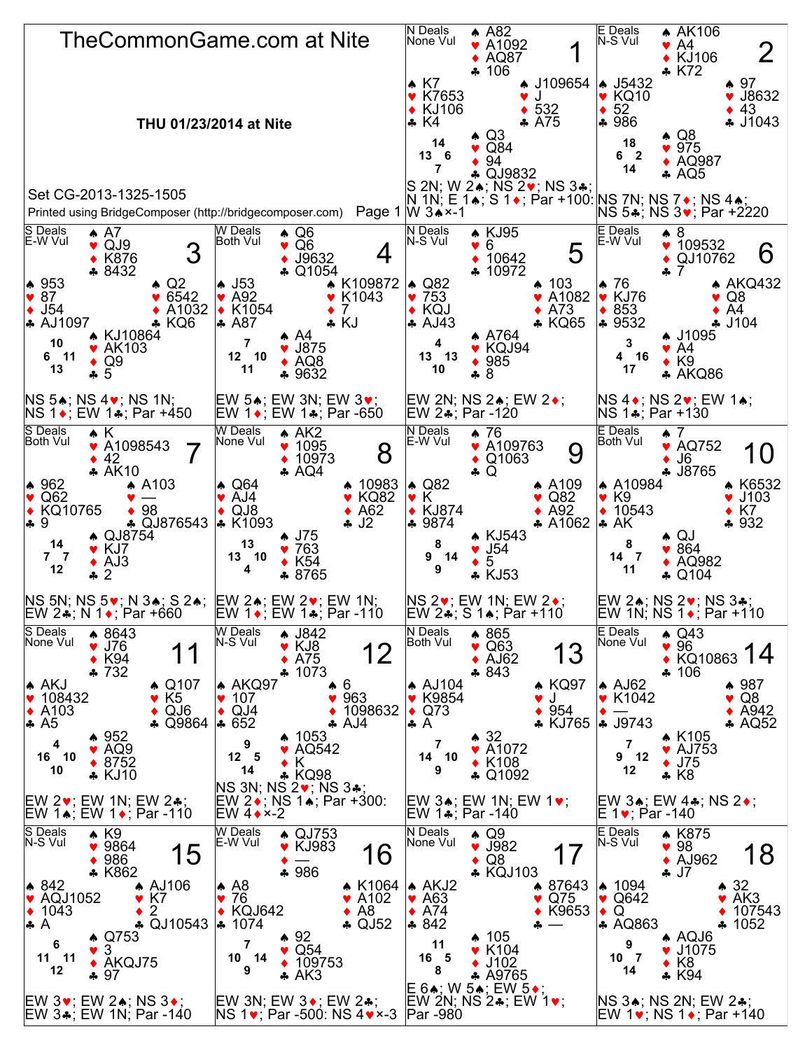# TheCommonGame.com at Nite

**THU 01/23/2014 at Nite**

Set CG-2013-1325-1505

Printed using BridgeComposer (http://bridgecomposer.com)

---

## Board 1
N Deals, None Vul

- **North:** ♠ A82 ♥ A1092 ♦ AQ87 ♣ 106
- **West:** ♠ K7 ♥ K7653 ♦ KJ106 ♣ K4
- **East:** ♠ J109654 ♥ J ♦ 532 ♣ A75
- **South:** ♠ Q3 ♥ Q84 ♦ 94 ♣ QJ9832

HCP: N 14, W 13, E 6, S 7

S 2N; W 2♠; NS 2♥; NS 3♣; N 1N; E 1♠; S 1♦; Par +100: W 3♠×-1

## Board 2
E Deals, N-S Vul

- **North:** ♠ AK106 ♥ A4 ♦ KJ106 ♣ K72
- **West:** ♠ J5432 ♥ KQ10 ♦ 52 ♣ 986
- **East:** ♠ 97 ♥ J8632 ♦ 43 ♣ J1043
- **South:** ♠ Q8 ♥ 975 ♦ AQ987 ♣ AQ5

HCP: N 18, W 6, E 2, S 14

NS 7N; NS 7♦; NS 4♠; NS 5♣; NS 3♥; Par +2220

## Board 3
S Deals, E-W Vul

- **North:** ♠ A7 ♥ QJ9 ♦ K876 ♣ 8432
- **West:** ♠ 953 ♥ 87 ♦ J54 ♣ AJ1097
- **East:** ♠ Q2 ♥ 6542 ♦ A1032 ♣ KQ6
- **South:** ♠ KJ10864 ♥ AK103 ♦ Q9 ♣ 5

HCP: N 10, W 6, E 11, S 13

NS 5♠; NS 4♥; NS 1N; NS 1♦; EW 1♣; Par +450

## Board 4
W Deals, Both Vul

- **North:** ♠ Q6 ♥ Q6 ♦ J9632 ♣ Q1054
- **West:** ♠ J53 ♥ A92 ♦ K1054 ♣ A87
- **East:** ♠ K109872 ♥ K1043 ♦ 7 ♣ KJ
- **South:** ♠ A4 ♥ J875 ♦ AQ8 ♣ 9632

HCP: N 7, W 12, E 10, S 11

EW 5♠; EW 3N; EW 3♥; EW 1♦; EW 1♣; Par -650

## Board 5
N Deals, N-S Vul

- **North:** ♠ KJ95 ♥ 6 ♦ 10642 ♣ 10972
- **West:** ♠ Q82 ♥ 753 ♦ KQJ ♣ AJ43
- **East:** ♠ 103 ♥ A1082 ♦ A73 ♣ KQ65
- **South:** ♠ A764 ♥ KQJ94 ♦ 985 ♣ 8

HCP: N 4, W 13, E 13, S 10

EW 2N; NS 2♠; EW 2♦; EW 2♣; Par -120

## Board 6
E Deals, E-W Vul

- **North:** ♠ 8 ♥ 109532 ♦ QJ10762 ♣ 7
- **West:** ♠ 76 ♥ KJ76 ♦ 853 ♣ 9532
- **East:** ♠ AKQ432 ♥ Q8 ♦ A4 ♣ J104
- **South:** ♠ J1095 ♥ A4 ♦ K9 ♣ AKQ86

HCP: N 3, W 4, E 16, S 17

NS 4♦; NS 2♥; EW 1♠; NS 1♣; Par +130

## Board 7
S Deals, Both Vul

- **North:** ♠ K ♥ A1098543 ♦ 42 ♣ AK10
- **West:** ♠ 962 ♥ Q62 ♦ KQ10765 ♣ 9
- **East:** ♠ A103 ♥ — ♦ 98 ♣ QJ876543
- **South:** ♠ QJ8754 ♥ KJ7 ♦ AJ3 ♣ 2

HCP: N 14, W 7, E 7, S 12

NS 5N; NS 5♥; N 3♠; S 2♠; EW 2♣; N 1♦; Par +660

## Board 8
W Deals, None Vul

- **North:** ♠ AK2 ♥ 1095 ♦ 10973 ♣ AQ4
- **West:** ♠ Q64 ♥ AJ4 ♦ QJ8 ♣ K1093
- **East:** ♠ 10983 ♥ KQ82 ♦ A62 ♣ J2
- **South:** ♠ J75 ♥ 763 ♦ K54 ♣ 8765

HCP: N 13, W 13, E 10, S 4

EW 2♠; EW 2♥; EW 1N; EW 1♦; EW 1♣; Par -110

## Board 9
N Deals, E-W Vul

- **North:** ♠ 76 ♥ A109763 ♦ Q1063 ♣ Q
- **West:** ♠ Q82 ♥ K ♦ KJ874 ♣ 9874
- **East:** ♠ A109 ♥ Q82 ♦ A92 ♣ A1062
- **South:** ♠ KJ543 ♥ J54 ♦ 5 ♣ KJ53

HCP: N 8, W 9, E 14, S 9

NS 2♥; EW 1N; EW 2♦; EW 2♣; S 1♠; Par +110

## Board 10
E Deals, Both Vul

- **North:** ♠ 7 ♥ AQ752 ♦ J6 ♣ J8765
- **West:** ♠ A10984 ♥ K9 ♦ 10543 ♣ AK
- **East:** ♠ K6532 ♥ J103 ♦ K7 ♣ 932
- **South:** ♠ QJ ♥ 864 ♦ AQ982 ♣ Q104

HCP: N 8, W 14, E 7, S 11

EW 2♠; NS 2♥; NS 3♣; EW 1N; NS 1♦; Par +110

## Board 11
S Deals, None Vul

- **North:** ♠ 8643 ♥ J76 ♦ K94 ♣ 732
- **West:** ♠ AKJ ♥ 108432 ♦ A103 ♣ A5
- **East:** ♠ Q107 ♥ K5 ♦ QJ6 ♣ Q9864
- **South:** ♠ 952 ♥ AQ9 ♦ 8752 ♣ KJ10

HCP: N 4, W 16, E 10, S 10

EW 2♥; EW 1N; EW 2♣; EW 1♠; EW 1♦; Par -110

## Board 12
W Deals, N-S Vul

- **North:** ♠ J842 ♥ KJ8 ♦ A75 ♣ 1073
- **West:** ♠ AKQ97 ♥ 107 ♦ QJ4 ♣ 652
- **East:** ♠ 6 ♥ 963 ♦ 1098632 ♣ AJ4
- **South:** ♠ 1053 ♥ AQ542 ♦ K ♣ KQ98

HCP: N 9, W 12, E 5, S 14

NS 3N; NS 2♥; NS 3♣; EW 2♦; NS 1♠; Par +300: EW 4♦×-2

## Board 13
N Deals, Both Vul

- **North:** ♠ 865 ♥ Q63 ♦ AJ62 ♣ 843
- **West:** ♠ AJ104 ♥ K9854 ♦ Q73 ♣ A
- **East:** ♠ KQ97 ♥ J ♦ 954 ♣ KJ765
- **South:** ♠ 32 ♥ A1072 ♦ K108 ♣ Q1092

HCP: N 7, W 14, E 10, S 9

EW 3♠; EW 1N; EW 1♥; EW 1♣; Par -140

## Board 14
E Deals, None Vul

- **North:** ♠ Q43 ♥ 96 ♦ KQ10863 ♣ 106
- **West:** ♠ AJ62 ♥ K1042 ♦ — ♣ J9743
- **East:** ♠ 987 ♥ Q8 ♦ A942 ♣ AQ52
- **South:** ♠ K105 ♥ AJ753 ♦ J75 ♣ K8

HCP: N 7, W 9, E 12, S 12

EW 3♠; EW 4♣; NS 2♦; E 1♥; Par -140

## Board 15
S Deals, N-S Vul

- **North:** ♠ K9 ♥ 9864 ♦ 986 ♣ K862
- **West:** ♠ 842 ♥ AQJ1052 ♦ 1043 ♣ A
- **East:** ♠ AJ106 ♥ K7 ♦ 2 ♣ QJ10543
- **South:** ♠ Q753 ♥ 3 ♦ AKQJ75 ♣ 97

HCP: N 6, W 11, E 11, S 12

EW 3♥; EW 2♠; NS 3♦; EW 3♣; EW 1N; Par -140

## Board 16
W Deals, E-W Vul

- **North:** ♠ QJ753 ♥ KJ983 ♦ — ♣ 986
- **West:** ♠ A8 ♥ 76 ♦ KQJ642 ♣ 1074
- **East:** ♠ K1064 ♥ A102 ♦ A8 ♣ QJ52
- **South:** ♠ 92 ♥ Q54 ♦ 109753 ♣ AK3

HCP: N 7, W 10, E 14, S 9

EW 3N; EW 3♦; EW 2♣; NS 1♥; Par -500: NS 4♥×-3

## Board 17
N Deals, None Vul

- **North:** ♠ Q9 ♥ J982 ♦ Q8 ♣ KQJ103
- **West:** ♠ AKJ2 ♥ A63 ♦ A74 ♣ 842
- **East:** ♠ 87643 ♥ Q75 ♦ K9653 ♣ —
- **South:** ♠ 105 ♥ K104 ♦ J102 ♣ A9765

HCP: N 11, W 16, E 5, S 8

E 6♠; W 5♠; EW 5♦; EW 2N; NS 2♣; EW 1♥; Par -980

## Board 18
E Deals, N-S Vul

- **North:** ♠ K875 ♥ 98 ♦ AJ962 ♣ J7
- **West:** ♠ 1094 ♥ Q642 ♦ Q ♣ AQ863
- **East:** ♠ 32 ♥ AK3 ♦ 107543 ♣ 1052
- **South:** ♠ AQJ6 ♥ J1075 ♦ K8 ♣ K94

HCP: N 9, W 10, E 7, S 14

NS 3♠; NS 2N; EW 2♣; EW 1♥; NS 1♦; Par +140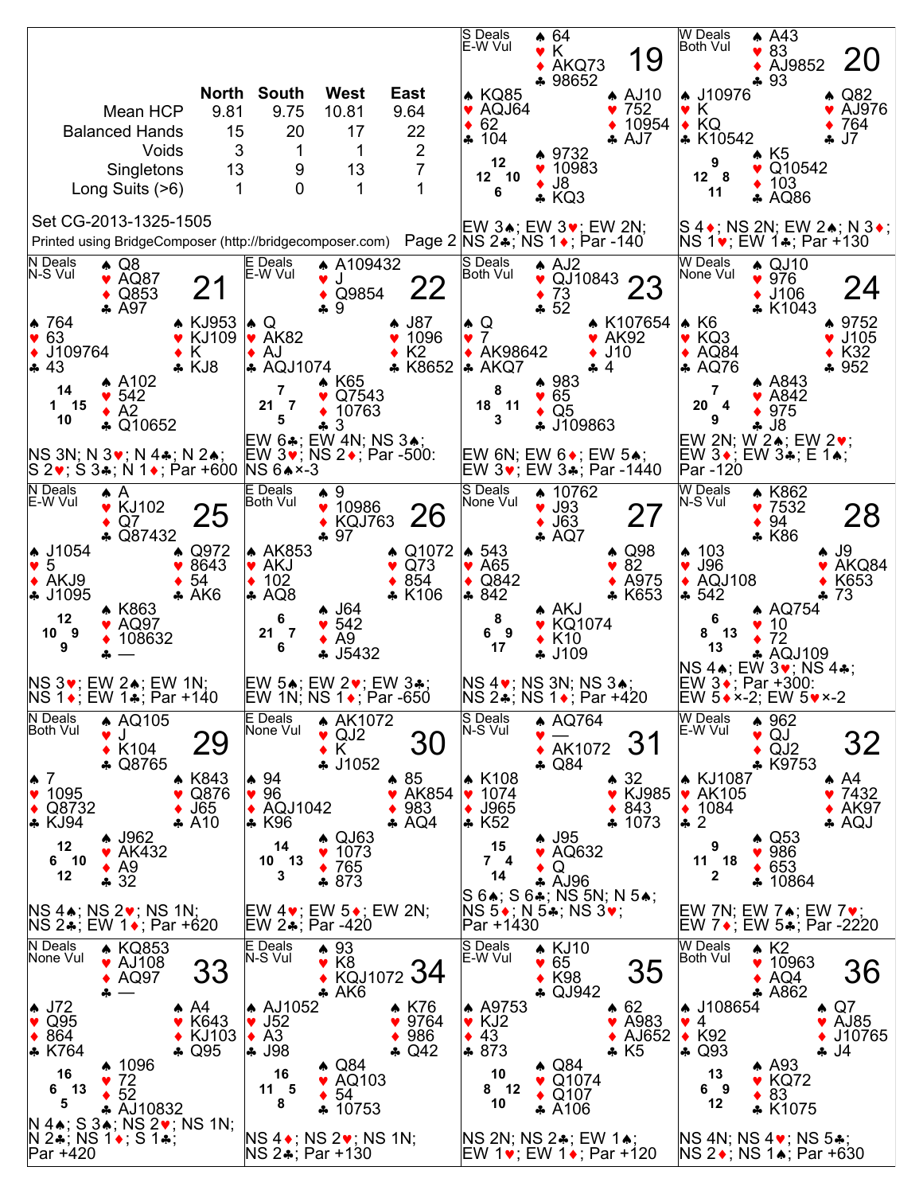| | North | South | West | East |
|---|---|---|---|---|
| Mean HCP | 9.81 | 9.75 | 10.81 | 9.64 |
| Balanced Hands | 15 | 20 | 17 | 22 |
| Voids | 3 | 1 | 1 | 2 |
| Singletons | 13 | 9 | 13 | 7 |
| Long Suits (>6) | 1 | 0 | 1 | 1 |

Set CG-2013-1325-1505

Printed using BridgeComposer (http://bridgecomposer.com)

## Board 19

S Deals, E-W Vul

North: ♠ 64 ♥ K ♦ AKQ73 ♣ 98652

West: ♠ KQ85 ♥ AQJ64 ♦ 62 ♣ 104

East: ♠ AJ10 ♥ 752 ♦ 10954 ♣ AJ7

South: ♠ 9732 ♥ 10983 ♦ J8 ♣ KQ3

HCP: N 12, W 12, E 10, S 6

EW 3♠; EW 3♥; EW 2N; NS 2♣; NS 1♦; Par -140

## Board 20

W Deals, Both Vul

North: ♠ A43 ♥ 83 ♦ AJ9852 ♣ 93

West: ♠ J10976 ♥ K ♦ KQ ♣ K10542

East: ♠ Q82 ♥ AJ976 ♦ 764 ♣ J7

South: ♠ K5 ♥ Q10542 ♦ 103 ♣ AQ86

HCP: N 9, W 12, E 8, S 11

S 4♦; NS 2N; EW 2♠; N 3♦; NS 1♥; EW 1♣; Par +130

## Board 21

N Deals, N-S Vul

North: ♠ Q8 ♥ AQ87 ♦ Q853 ♣ A97

West: ♠ 764 ♥ 63 ♦ J109764 ♣ 43

East: ♠ KJ953 ♥ KJ109 ♦ K ♣ KJ8

South: ♠ A102 ♥ 542 ♦ A2 ♣ Q10652

HCP: N 14, W 1, E 15, S 10

NS 3N; N 3♥; N 4♣; N 2♠; S 2♥; S 3♣; N 1♦; Par +600

## Board 22

E Deals, E-W Vul

North: ♠ A109432 ♥ J ♦ Q9854 ♣ 9

West: ♠ Q ♥ AK82 ♦ AJ ♣ AQJ1074

East: ♠ J87 ♥ 1096 ♦ K2 ♣ K8652

South: ♠ K65 ♥ Q7543 ♦ 10763 ♣ 3

HCP: N 7, W 21, E 7, S 5

EW 6♣; EW 4N; NS 3♠; EW 3♥; NS 2♦; Par -500: NS 6♠×-3

## Board 23

S Deals, Both Vul

North: ♠ AJ2 ♥ QJ10843 ♦ 73 ♣ 52

West: ♠ Q ♥ 7 ♦ AK98642 ♣ AKQ7

East: ♠ K107654 ♥ AK92 ♦ J10 ♣ 4

South: ♠ 983 ♥ 65 ♦ Q5 ♣ J109863

HCP: N 8, W 18, E 11, S 3

EW 6N; EW 6♦; EW 5♠; EW 3♥; EW 3♣; Par -1440

## Board 24

W Deals, None Vul

North: ♠ QJ10 ♥ 976 ♦ J106 ♣ K1043

West: ♠ K6 ♥ KQ3 ♦ AQ84 ♣ AQ76

East: ♠ 9752 ♥ J105 ♦ K32 ♣ 952

South: ♠ A843 ♥ A842 ♦ 975 ♣ J8

HCP: N 7, W 20, E 4, S 9

EW 2N; W 2♠; EW 2♥; EW 3♦; EW 3♣; E 1♠; Par -120

## Board 25

N Deals, E-W Vul

North: ♠ A ♥ KJ102 ♦ Q7 ♣ Q87432

West: ♠ J1054 ♥ 5 ♦ AKJ9 ♣ J1095

East: ♠ Q972 ♥ 8643 ♦ 54 ♣ AK6

South: ♠ K863 ♥ AQ97 ♦ 108632 ♣ —

HCP: N 12, W 10, E 9, S 9

NS 3♥; EW 2♠; EW 1N; NS 1♦; EW 1♣; Par +140

## Board 26

E Deals, Both Vul

North: ♠ 9 ♥ 10986 ♦ KQJ763 ♣ 97

West: ♠ AK853 ♥ AKJ ♦ 102 ♣ AQ8

East: ♠ Q1072 ♥ Q73 ♦ 854 ♣ K106

South: ♠ J64 ♥ 542 ♦ A9 ♣ J5432

HCP: N 6, W 21, E 7, S 6

EW 5♠; EW 2♥; EW 3♣; EW 1N; NS 1♦; Par -650

## Board 27

S Deals, None Vul

North: ♠ 10762 ♥ J93 ♦ J63 ♣ AQ7

West: ♠ 543 ♥ A65 ♦ Q842 ♣ 842

East: ♠ Q98 ♥ 82 ♦ A975 ♣ K653

South: ♠ AKJ ♥ KQ1074 ♦ K10 ♣ J109

HCP: N 8, W 6, E 9, S 17

NS 4♥; NS 3N; NS 3♠; NS 2♣; NS 1♦; Par +420

## Board 28

W Deals, N-S Vul

North: ♠ K862 ♥ 7532 ♦ 94 ♣ K86

West: ♠ 103 ♥ J96 ♦ AQJ108 ♣ 542

East: ♠ J9 ♥ AKQ84 ♦ K653 ♣ 73

South: ♠ AQ754 ♥ 10 ♦ 72 ♣ AQJ109

HCP: N 6, W 8, E 13, S 13

NS 4♠; EW 3♥; NS 4♣; EW 3♦; Par +300: EW 5♦×-2; EW 5♥×-2

## Board 29

N Deals, Both Vul

North: ♠ AQ105 ♥ J ♦ K104 ♣ Q8765

West: ♠ 7 ♥ 1095 ♦ Q8732 ♣ KJ94

East: ♠ K843 ♥ Q876 ♦ J65 ♣ A10

South: ♠ J962 ♥ AK432 ♦ A9 ♣ 32

HCP: N 12, W 6, E 10, S 12

NS 4♠; NS 2♥; NS 1N; NS 2♣; EW 1♦; Par +620

## Board 30

E Deals, None Vul

North: ♠ AK1072 ♥ QJ2 ♦ K ♣ J1052

West: ♠ 94 ♥ 96 ♦ AQJ1042 ♣ K96

East: ♠ 85 ♥ AK854 ♦ 983 ♣ AQ4

South: ♠ QJ63 ♥ 1073 ♦ 765 ♣ 873

HCP: N 14, W 10, E 13, S 3

EW 4♥; EW 5♦; EW 2N; EW 2♣; Par -420

## Board 31

S Deals, N-S Vul

North: ♠ AQ764 ♥ — ♦ AK1072 ♣ Q84

West: ♠ K108 ♥ 1074 ♦ J965 ♣ K52

East: ♠ 32 ♥ KJ985 ♦ 843 ♣ 1073

South: ♠ J95 ♥ AQ632 ♦ Q ♣ AJ96

HCP: N 15, W 7, E 4, S 14

S 6♠; S 6♣; NS 5N; N 5♠; NS 5♦; N 5♣; NS 3♥; Par +1430

## Board 32

W Deals, E-W Vul

North: ♠ 962 ♥ QJ ♦ QJ2 ♣ K9753

West: ♠ KJ1087 ♥ AK105 ♦ 1084 ♣ 2

East: ♠ A4 ♥ 7432 ♦ AK97 ♣ AQJ

South: ♠ Q53 ♥ 986 ♦ 653 ♣ 10864

HCP: N 9, W 11, E 18, S 2

EW 7N; EW 7♠; EW 7♥; EW 7♦; EW 5♣; Par -2220

## Board 33

N Deals, None Vul

North: ♠ KQ853 ♥ AJ108 ♦ AQ97 ♣ —

West: ♠ J72 ♥ Q95 ♦ 864 ♣ K764

East: ♠ A4 ♥ K643 ♦ KJ103 ♣ Q95

South: ♠ 1096 ♥ 72 ♦ 52 ♣ AJ10832

HCP: N 16, W 6, E 13, S 5

N 4♠; S 3♠; NS 2♥; NS 1N; N 2♣; NS 1♦; S 1♣; Par +420

## Board 34

E Deals, N-S Vul

North: ♠ 93 ♥ K8 ♦ KQJ1072 ♣ AK6

West: ♠ AJ1052 ♥ J52 ♦ A3 ♣ J98

East: ♠ K76 ♥ 9764 ♦ 986 ♣ Q42

South: ♠ Q84 ♥ AQ103 ♦ 54 ♣ 10753

HCP: N 16, W 11, E 5, S 8

NS 4♦; NS 2♥; NS 1N; NS 2♣; Par +130

## Board 35

S Deals, E-W Vul

North: ♠ KJ10 ♥ 65 ♦ K98 ♣ QJ942

West: ♠ A9753 ♥ KJ2 ♦ 43 ♣ 873

East: ♠ 62 ♥ A983 ♦ AJ652 ♣ K5

South: ♠ Q84 ♥ Q1074 ♦ Q107 ♣ A106

HCP: N 10, W 8, E 12, S 10

NS 2N; NS 2♣; EW 1♠; EW 1♥; EW 1♦; Par +120

## Board 36

W Deals, Both Vul

North: ♠ K2 ♥ 10963 ♦ AQ4 ♣ A862

West: ♠ J108654 ♥ 4 ♦ K92 ♣ Q93

East: ♠ Q7 ♥ AJ85 ♦ J10765 ♣ J4

South: ♠ A93 ♥ KQ72 ♦ 83 ♣ K1075

HCP: N 13, W 6, E 9, S 12

NS 4N; NS 4♥; NS 5♣; NS 2♦; NS 1♠; Par +630